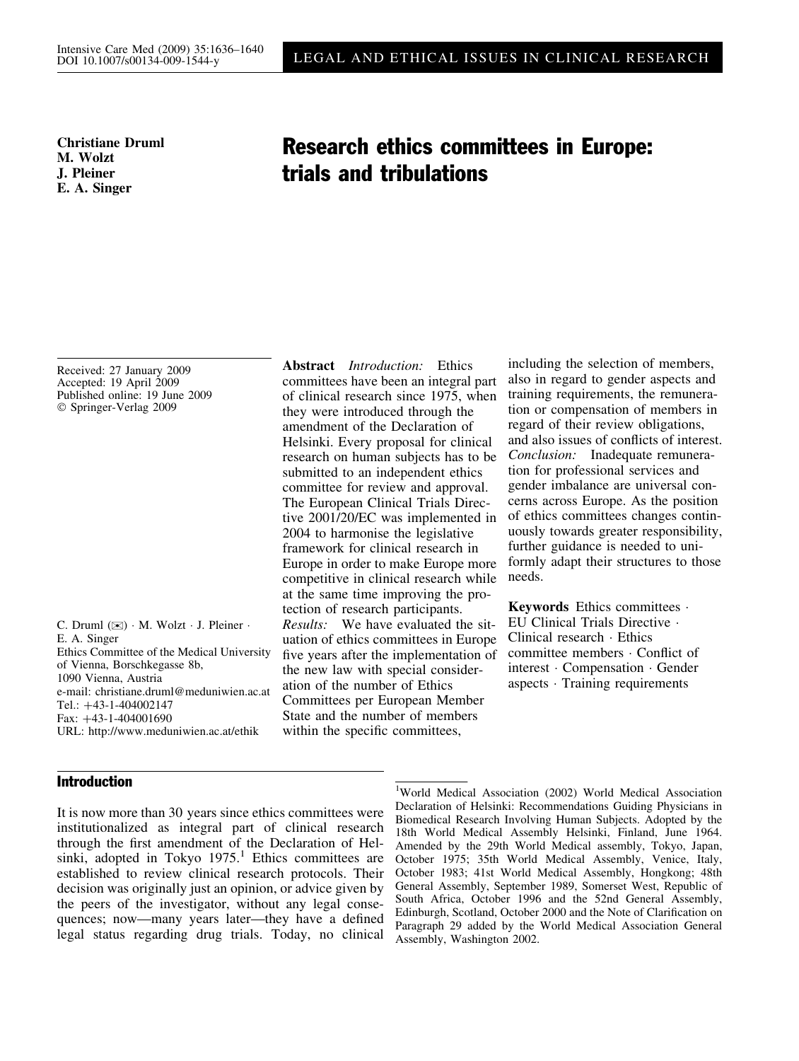LEGAL AND ETHICAL ISSUES IN CLINICAL RESEARCH

**Christiane Druml**
**M. Wolzt**
**J. Pleiner**
**E. A. Singer**

# Research ethics committees in Europe: trials and tribulations

Received: 27 January 2009
Accepted: 19 April 2009
Published online: 19 June 2009
© Springer-Verlag 2009

C. Druml (✉) · M. Wolzt · J. Pleiner · E. A. Singer
Ethics Committee of the Medical University of Vienna, Borschkegasse 8b, 1090 Vienna, Austria
e-mail: christiane.druml@meduniwien.ac.at
Tel.: +43-1-404002147
Fax: +43-1-404001690
URL: http://www.meduniwien.ac.at/ethik

**Abstract** *Introduction:* Ethics committees have been an integral part of clinical research since 1975, when they were introduced through the amendment of the Declaration of Helsinki. Every proposal for clinical research on human subjects has to be submitted to an independent ethics committee for review and approval. The European Clinical Trials Directive 2001/20/EC was implemented in 2004 to harmonise the legislative framework for clinical research in Europe in order to make Europe more competitive in clinical research while at the same time improving the protection of research participants. *Results:* We have evaluated the situation of ethics committees in Europe five years after the implementation of the new law with special consideration of the number of Ethics Committees per European Member State and the number of members within the specific committees, including the selection of members, also in regard to gender aspects and training requirements, the remuneration or compensation of members in regard of their review obligations, and also issues of conflicts of interest. *Conclusion:* Inadequate remuneration for professional services and gender imbalance are universal concerns across Europe. As the position of ethics committees changes continuously towards greater responsibility, further guidance is needed to uniformly adapt their structures to those needs.

**Keywords** Ethics committees · EU Clinical Trials Directive · Clinical research · Ethics committee members · Conflict of interest · Compensation · Gender aspects · Training requirements

## Introduction

It is now more than 30 years since ethics committees were institutionalized as integral part of clinical research through the first amendment of the Declaration of Helsinki, adopted in Tokyo 1975.[1] Ethics committees are established to review clinical research protocols. Their decision was originally just an opinion, or advice given by the peers of the investigator, without any legal consequences; now—many years later—they have a defined legal status regarding drug trials. Today, no clinical

[1]World Medical Association (2002) World Medical Association Declaration of Helsinki: Recommendations Guiding Physicians in Biomedical Research Involving Human Subjects. Adopted by the 18th World Medical Assembly Helsinki, Finland, June 1964. Amended by the 29th World Medical assembly, Tokyo, Japan, October 1975; 35th World Medical Assembly, Venice, Italy, October 1983; 41st World Medical Assembly, Hongkong; 48th General Assembly, September 1989, Somerset West, Republic of South Africa, October 1996 and the 52nd General Assembly, Edinburgh, Scotland, October 2000 and the Note of Clarification on Paragraph 29 added by the World Medical Association General Assembly, Washington 2002.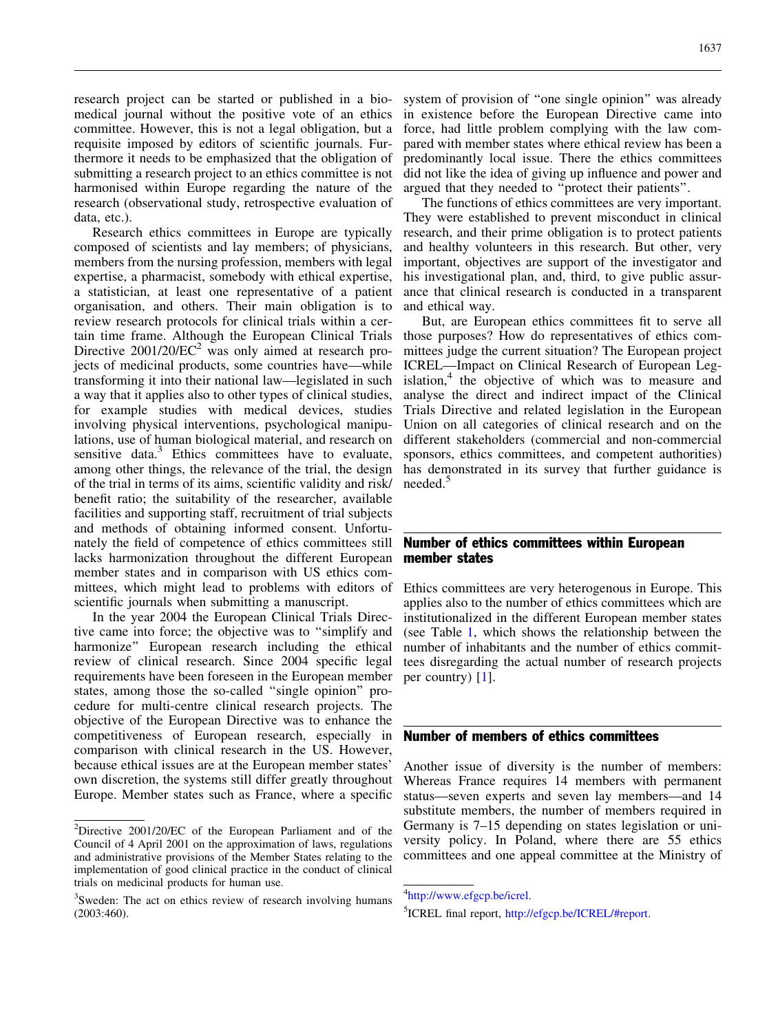research project can be started or published in a biomedical journal without the positive vote of an ethics committee. However, this is not a legal obligation, but a requisite imposed by editors of scientific journals. Furthermore it needs to be emphasized that the obligation of submitting a research project to an ethics committee is not harmonised within Europe regarding the nature of the research (observational study, retrospective evaluation of data, etc.).

Research ethics committees in Europe are typically composed of scientists and lay members; of physicians, members from the nursing profession, members with legal expertise, a pharmacist, somebody with ethical expertise, a statistician, at least one representative of a patient organisation, and others. Their main obligation is to review research protocols for clinical trials within a certain time frame. Although the European Clinical Trials Directive 2001/20/EC[2] was only aimed at research projects of medicinal products, some countries have—while transforming it into their national law—legislated in such a way that it applies also to other types of clinical studies, for example studies with medical devices, studies involving physical interventions, psychological manipulations, use of human biological material, and research on sensitive data.[3] Ethics committees have to evaluate, among other things, the relevance of the trial, the design of the trial in terms of its aims, scientific validity and risk/benefit ratio; the suitability of the researcher, available facilities and supporting staff, recruitment of trial subjects and methods of obtaining informed consent. Unfortunately the field of competence of ethics committees still lacks harmonization throughout the different European member states and in comparison with US ethics committees, which might lead to problems with editors of scientific journals when submitting a manuscript.

In the year 2004 the European Clinical Trials Directive came into force; the objective was to "simplify and harmonize" European research including the ethical review of clinical research. Since 2004 specific legal requirements have been foreseen in the European member states, among those the so-called "single opinion" procedure for multi-centre clinical research projects. The objective of the European Directive was to enhance the competitiveness of European research, especially in comparison with clinical research in the US. However, because ethical issues are at the European member states' own discretion, the systems still differ greatly throughout Europe. Member states such as France, where a specific system of provision of "one single opinion" was already in existence before the European Directive came into force, had little problem complying with the law compared with member states where ethical review has been a predominantly local issue. There the ethics committees did not like the idea of giving up influence and power and argued that they needed to "protect their patients".

The functions of ethics committees are very important. They were established to prevent misconduct in clinical research, and their prime obligation is to protect patients and healthy volunteers in this research. But other, very important, objectives are support of the investigator and his investigational plan, and, third, to give public assurance that clinical research is conducted in a transparent and ethical way.

But, are European ethics committees fit to serve all those purposes? How do representatives of ethics committees judge the current situation? The European project ICREL—Impact on Clinical Research of European Legislation,[4] the objective of which was to measure and analyse the direct and indirect impact of the Clinical Trials Directive and related legislation in the European Union on all categories of clinical research and on the different stakeholders (commercial and non-commercial sponsors, ethics committees, and competent authorities) has demonstrated in its survey that further guidance is needed.[5]

## Number of ethics committees within European member states

Ethics committees are very heterogenous in Europe. This applies also to the number of ethics committees which are institutionalized in the different European member states (see Table 1, which shows the relationship between the number of inhabitants and the number of ethics committees disregarding the actual number of research projects per country) [1].

## Number of members of ethics committees

Another issue of diversity is the number of members: Whereas France requires 14 members with permanent status—seven experts and seven lay members—and 14 substitute members, the number of members required in Germany is 7–15 depending on states legislation or university policy. In Poland, where there are 55 ethics committees and one appeal committee at the Ministry of

[2] Directive 2001/20/EC of the European Parliament and of the Council of 4 April 2001 on the approximation of laws, regulations and administrative provisions of the Member States relating to the implementation of good clinical practice in the conduct of clinical trials on medicinal products for human use.

[3] Sweden: The act on ethics review of research involving humans (2003:460).

[4] http://www.efgcp.be/icrel.

[5] ICREL final report, http://efgcp.be/ICREL/#report.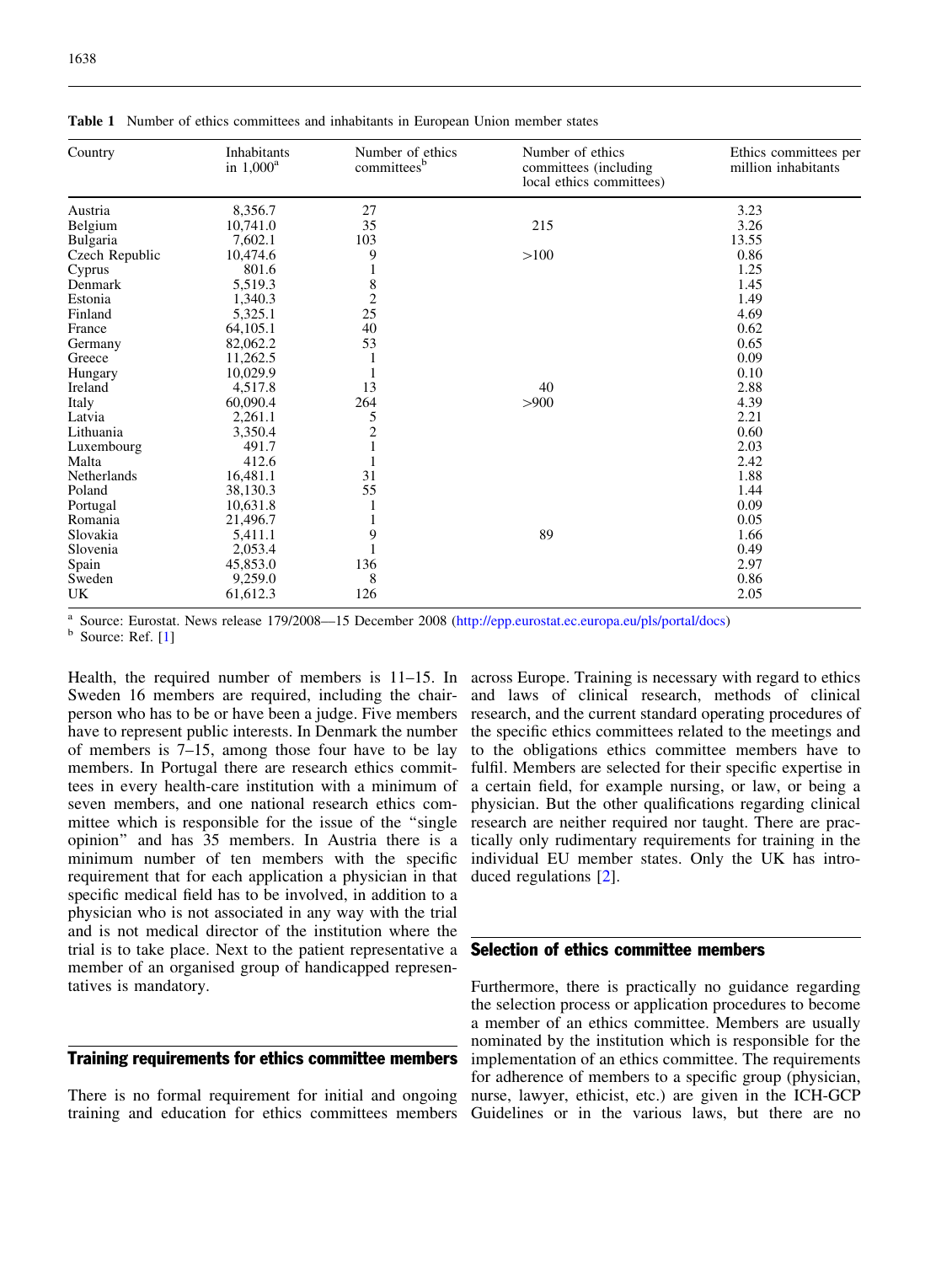**Table 1** Number of ethics committees and inhabitants in European Union member states

| Country | Inhabitants in 1,000[a] | Number of ethics committees[b] | Number of ethics committees (including local ethics committees) | Ethics committees per million inhabitants |
|---|---|---|---|---|
| Austria | 8,356.7 | 27 | | 3.23 |
| Belgium | 10,741.0 | 35 | 215 | 3.26 |
| Bulgaria | 7,602.1 | 103 | | 13.55 |
| Czech Republic | 10,474.6 | 9 | >100 | 0.86 |
| Cyprus | 801.6 | 1 | | 1.25 |
| Denmark | 5,519.3 | 8 | | 1.45 |
| Estonia | 1,340.3 | 2 | | 1.49 |
| Finland | 5,325.1 | 25 | | 4.69 |
| France | 64,105.1 | 40 | | 0.62 |
| Germany | 82,062.2 | 53 | | 0.65 |
| Greece | 11,262.5 | 1 | | 0.09 |
| Hungary | 10,029.9 | 1 | | 0.10 |
| Ireland | 4,517.8 | 13 | 40 | 2.88 |
| Italy | 60,090.4 | 264 | >900 | 4.39 |
| Latvia | 2,261.1 | 5 | | 2.21 |
| Lithuania | 3,350.4 | 2 | | 0.60 |
| Luxembourg | 491.7 | 1 | | 2.03 |
| Malta | 412.6 | 1 | | 2.42 |
| Netherlands | 16,481.1 | 31 | | 1.88 |
| Poland | 38,130.3 | 55 | | 1.44 |
| Portugal | 10,631.8 | 1 | | 0.09 |
| Romania | 21,496.7 | 1 | | 0.05 |
| Slovakia | 5,411.1 | 9 | 89 | 1.66 |
| Slovenia | 2,053.4 | 1 | | 0.49 |
| Spain | 45,853.0 | 136 | | 2.97 |
| Sweden | 9,259.0 | 8 | | 0.86 |
| UK | 61,612.3 | 126 | | 2.05 |

[a] Source: Eurostat. News release 179/2008—15 December 2008 (http://epp.eurostat.ec.europa.eu/pls/portal/docs)

[b] Source: Ref. [1]

Health, the required number of members is 11–15. In Sweden 16 members are required, including the chairperson who has to be or have been a judge. Five members have to represent public interests. In Denmark the number of members is 7–15, among those four have to be lay members. In Portugal there are research ethics committees in every health-care institution with a minimum of seven members, and one national research ethics committee which is responsible for the issue of the "single opinion" and has 35 members. In Austria there is a minimum number of ten members with the specific requirement that for each application a physician in that specific medical field has to be involved, in addition to a physician who is not associated in any way with the trial and is not medical director of the institution where the trial is to take place. Next to the patient representative a member of an organised group of handicapped representatives is mandatory.

## Training requirements for ethics committee members

There is no formal requirement for initial and ongoing training and education for ethics committees members across Europe. Training is necessary with regard to ethics and laws of clinical research, methods of clinical research, and the current standard operating procedures of the specific ethics committees related to the meetings and to the obligations ethics committee members have to fulfil. Members are selected for their specific expertise in a certain field, for example nursing, or law, or being a physician. But the other qualifications regarding clinical research are neither required nor taught. There are practically only rudimentary requirements for training in the individual EU member states. Only the UK has introduced regulations [2].

## Selection of ethics committee members

Furthermore, there is practically no guidance regarding the selection process or application procedures to become a member of an ethics committee. Members are usually nominated by the institution which is responsible for the implementation of an ethics committee. The requirements for adherence of members to a specific group (physician, nurse, lawyer, ethicist, etc.) are given in the ICH-GCP Guidelines or in the various laws, but there are no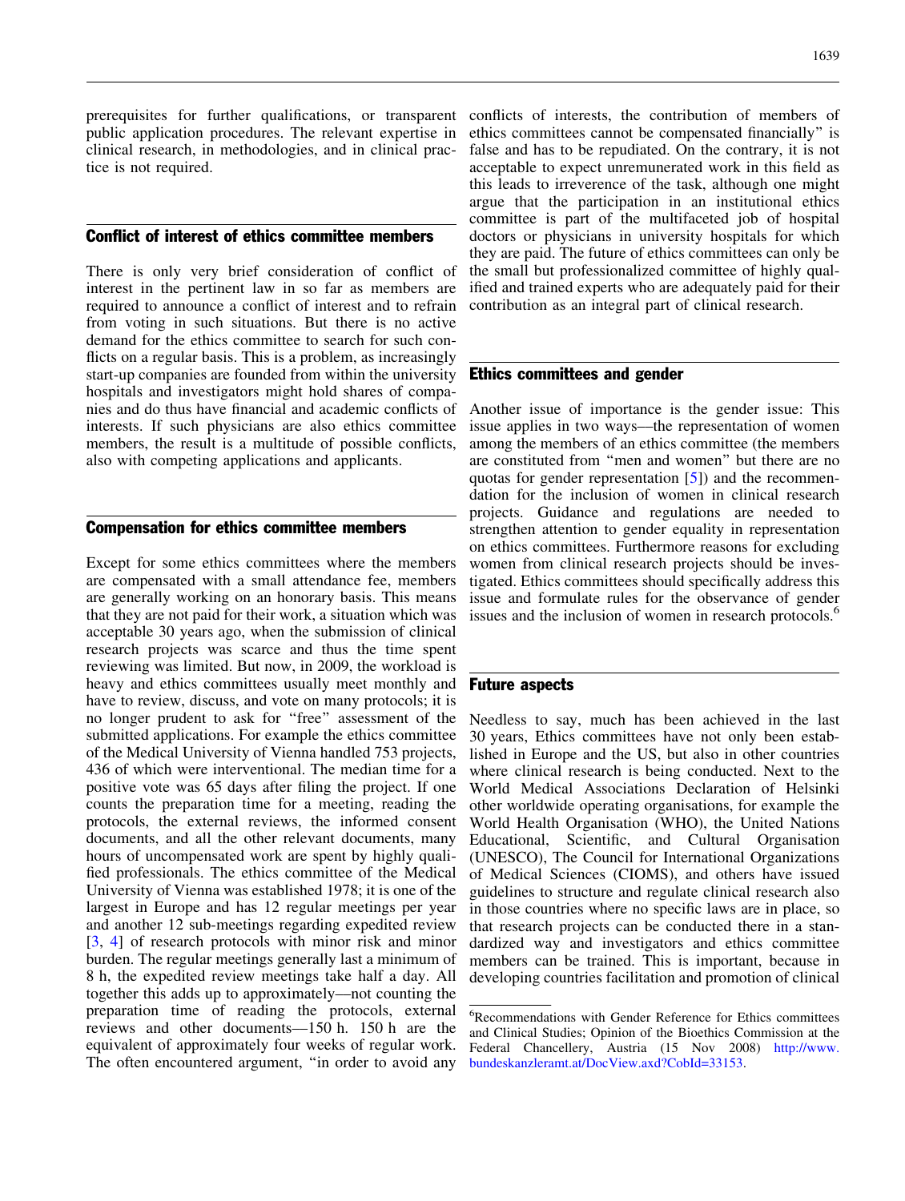prerequisites for further qualifications, or transparent public application procedures. The relevant expertise in clinical research, in methodologies, and in clinical practice is not required.

## Conflict of interest of ethics committee members

There is only very brief consideration of conflict of interest in the pertinent law in so far as members are required to announce a conflict of interest and to refrain from voting in such situations. But there is no active demand for the ethics committee to search for such conflicts on a regular basis. This is a problem, as increasingly start-up companies are founded from within the university hospitals and investigators might hold shares of companies and do thus have financial and academic conflicts of interests. If such physicians are also ethics committee members, the result is a multitude of possible conflicts, also with competing applications and applicants.

## Compensation for ethics committee members

Except for some ethics committees where the members are compensated with a small attendance fee, members are generally working on an honorary basis. This means that they are not paid for their work, a situation which was acceptable 30 years ago, when the submission of clinical research projects was scarce and thus the time spent reviewing was limited. But now, in 2009, the workload is heavy and ethics committees usually meet monthly and have to review, discuss, and vote on many protocols; it is no longer prudent to ask for "free" assessment of the submitted applications. For example the ethics committee of the Medical University of Vienna handled 753 projects, 436 of which were interventional. The median time for a positive vote was 65 days after filing the project. If one counts the preparation time for a meeting, reading the protocols, the external reviews, the informed consent documents, and all the other relevant documents, many hours of uncompensated work are spent by highly qualified professionals. The ethics committee of the Medical University of Vienna was established 1978; it is one of the largest in Europe and has 12 regular meetings per year and another 12 sub-meetings regarding expedited review [3, 4] of research protocols with minor risk and minor burden. The regular meetings generally last a minimum of 8 h, the expedited review meetings take half a day. All together this adds up to approximately—not counting the preparation time of reading the protocols, external reviews and other documents—150 h. 150 h are the equivalent of approximately four weeks of regular work. The often encountered argument, "in order to avoid any conflicts of interests, the contribution of members of ethics committees cannot be compensated financially" is false and has to be repudiated. On the contrary, it is not acceptable to expect unremunerated work in this field as this leads to irreverence of the task, although one might argue that the participation in an institutional ethics committee is part of the multifaceted job of hospital doctors or physicians in university hospitals for which they are paid. The future of ethics committees can only be the small but professionalized committee of highly qualified and trained experts who are adequately paid for their contribution as an integral part of clinical research.

## Ethics committees and gender

Another issue of importance is the gender issue: This issue applies in two ways—the representation of women among the members of an ethics committee (the members are constituted from "men and women" but there are no quotas for gender representation [5]) and the recommendation for the inclusion of women in clinical research projects. Guidance and regulations are needed to strengthen attention to gender equality in representation on ethics committees. Furthermore reasons for excluding women from clinical research projects should be investigated. Ethics committees should specifically address this issue and formulate rules for the observance of gender issues and the inclusion of women in research protocols.[6]

## Future aspects

Needless to say, much has been achieved in the last 30 years, Ethics committees have not only been established in Europe and the US, but also in other countries where clinical research is being conducted. Next to the World Medical Associations Declaration of Helsinki other worldwide operating organisations, for example the World Health Organisation (WHO), the United Nations Educational, Scientific, and Cultural Organisation (UNESCO), The Council for International Organizations of Medical Sciences (CIOMS), and others have issued guidelines to structure and regulate clinical research also in those countries where no specific laws are in place, so that research projects can be conducted there in a standardized way and investigators and ethics committee members can be trained. This is important, because in developing countries facilitation and promotion of clinical

[6] Recommendations with Gender Reference for Ethics committees and Clinical Studies; Opinion of the Bioethics Commission at the Federal Chancellery, Austria (15 Nov 2008) http://www.bundeskanzleramt.at/DocView.axd?CobId=33153.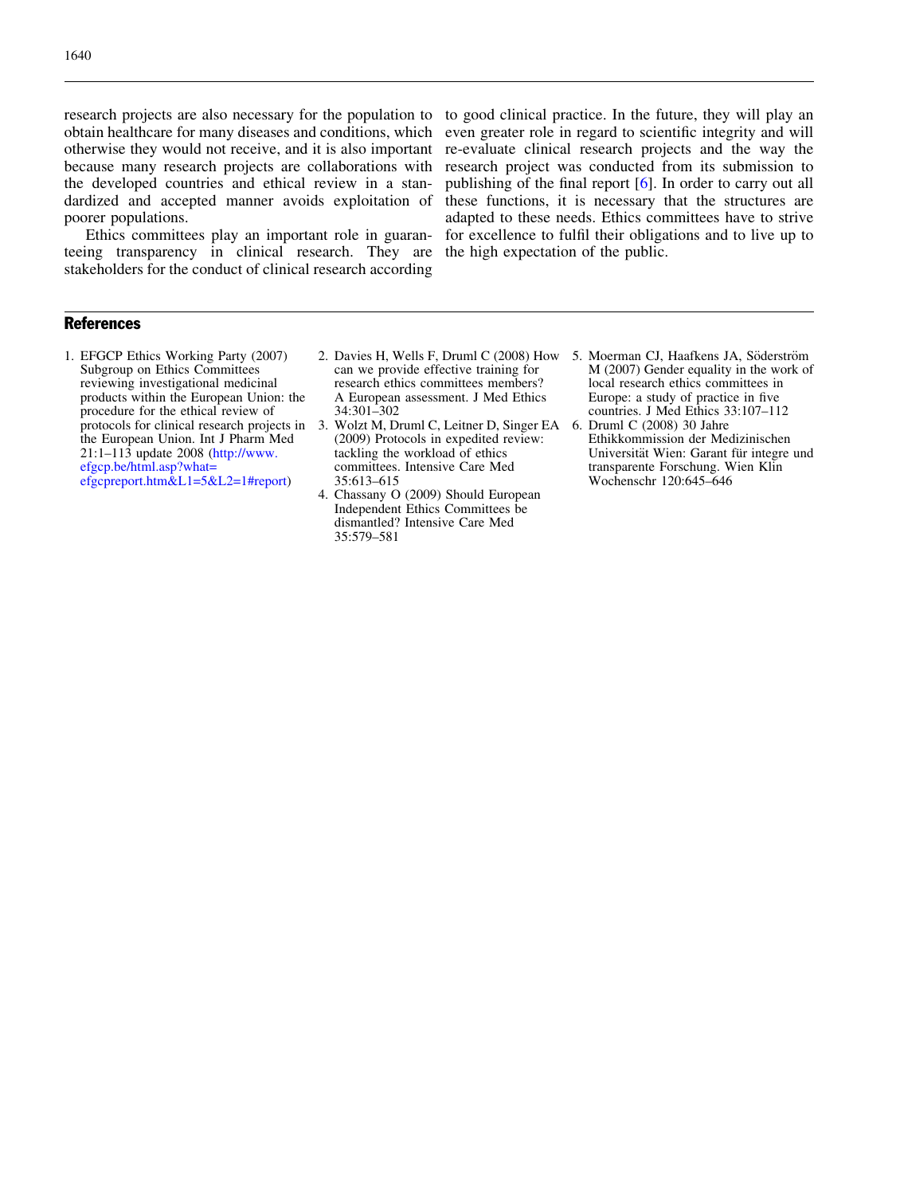research projects are also necessary for the population to obtain healthcare for many diseases and conditions, which otherwise they would not receive, and it is also important because many research projects are collaborations with the developed countries and ethical review in a standardized and accepted manner avoids exploitation of poorer populations.

Ethics committees play an important role in guaranteeing transparency in clinical research. They are stakeholders for the conduct of clinical research according to good clinical practice. In the future, they will play an even greater role in regard to scientific integrity and will re-evaluate clinical research projects and the way the research project was conducted from its submission to publishing of the final report [6]. In order to carry out all these functions, it is necessary that the structures are adapted to these needs. Ethics committees have to strive for excellence to fulfil their obligations and to live up to the high expectation of the public.

## References

1. EFGCP Ethics Working Party (2007) Subgroup on Ethics Committees reviewing investigational medicinal products within the European Union: the procedure for the ethical review of protocols for clinical research projects in the European Union. Int J Pharm Med 21:1–113 update 2008 (http://www.efgcp.be/html.asp?what=efgcpreport.htm&L1=5&L2=1#report)
2. Davies H, Wells F, Druml C (2008) How can we provide effective training for research ethics committees members? A European assessment. J Med Ethics 34:301–302
3. Wolzt M, Druml C, Leitner D, Singer EA (2009) Protocols in expedited review: tackling the workload of ethics committees. Intensive Care Med 35:613–615
4. Chassany O (2009) Should European Independent Ethics Committees be dismantled? Intensive Care Med 35:579–581
5. Moerman CJ, Haafkens JA, Söderström M (2007) Gender equality in the work of local research ethics committees in Europe: a study of practice in five countries. J Med Ethics 33:107–112
6. Druml C (2008) 30 Jahre Ethikkommission der Medizinischen Universität Wien: Garant für integre und transparente Forschung. Wien Klin Wochenschr 120:645–646